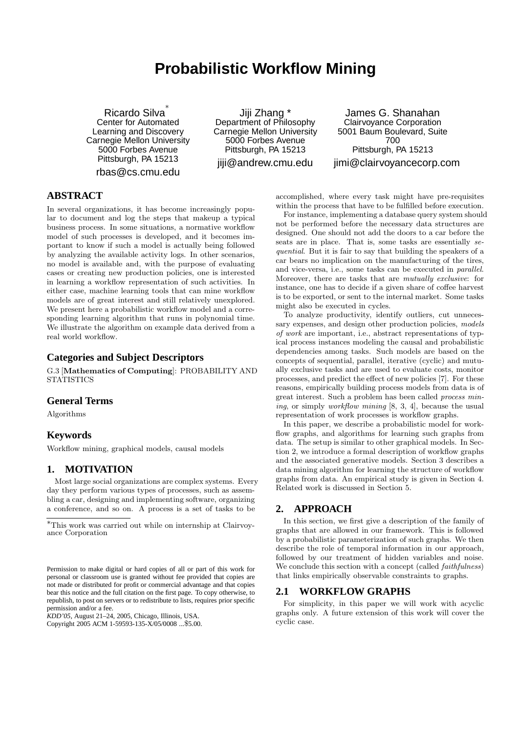# Probabilistic Workflow Mining

Ricardo Silva*
Center for Automated Learning and Discovery
Carnegie Mellon University
5000 Forbes Avenue
Pittsburgh, PA 15213
rbas@cs.cmu.edu

Jiji Zhang *
Department of Philosophy
Carnegie Mellon University
5000 Forbes Avenue
Pittsburgh, PA 15213
jiji@andrew.cmu.edu

James G. Shanahan
Clairvoyance Corporation
5001 Baum Boulevard, Suite 700
Pittsburgh, PA 15213
jimi@clairvoyancecorp.com

## ABSTRACT

In several organizations, it has become increasingly popular to document and log the steps that makeup a typical business process. In some situations, a normative workflow model of such processes is developed, and it becomes important to know if such a model is actually being followed by analyzing the available activity logs. In other scenarios, no model is available and, with the purpose of evaluating cases or creating new production policies, one is interested in learning a workflow representation of such activities. In either case, machine learning tools that can mine workflow models are of great interest and still relatively unexplored. We present here a probabilistic workflow model and a corresponding learning algorithm that runs in polynomial time. We illustrate the algorithm on example data derived from a real world workflow.

### Categories and Subject Descriptors

G.3 [**Mathematics of Computing**]: PROBABILITY AND STATISTICS

### General Terms

Algorithms

### Keywords

Workflow mining, graphical models, causal models

## 1. MOTIVATION

Most large social organizations are complex systems. Every day they perform various types of processes, such as assembling a car, designing and implementing software, organizing a conference, and so on. A process is a set of tasks to be accomplished, where every task might have pre-requisites within the process that have to be fulfilled before execution.

For instance, implementing a database query system should not be performed before the necessary data structures are designed. One should not add the doors to a car before the seats are in place. That is, some tasks are essentially *sequential*. But it is fair to say that building the speakers of a car bears no implication on the manufacturing of the tires, and vice-versa, i.e., some tasks can be executed in *parallel*. Moreover, there are tasks that are *mutually exclusive*: for instance, one has to decide if a given share of coffee harvest is to be exported, or sent to the internal market. Some tasks might also be executed in cycles.

To analyze productivity, identify outliers, cut unnecessary expenses, and design other production policies, *models of work* are important, i.e., abstract representations of typical process instances modeling the causal and probabilistic dependencies among tasks. Such models are based on the concepts of sequential, parallel, iterative (cyclic) and mutually exclusive tasks and are used to evaluate costs, monitor processes, and predict the effect of new policies [7]. For these reasons, empirically building process models from data is of great interest. Such a problem has been called *process mining*, or simply *workflow mining* [8, 3, 4], because the usual representation of work processes is workflow graphs.

In this paper, we describe a probabilistic model for workflow graphs, and algorithms for learning such graphs from data. The setup is similar to other graphical models. In Section 2, we introduce a formal description of workflow graphs and the associated generative models. Section 3 describes a data mining algorithm for learning the structure of workflow graphs from data. An empirical study is given in Section 4. Related work is discussed in Section 5.

## 2. APPROACH

In this section, we first give a description of the family of graphs that are allowed in our framework. This is followed by a probabilistic parameterization of such graphs. We then describe the role of temporal information in our approach, followed by our treatment of hidden variables and noise. We conclude this section with a concept (called *faithfulness*) that links empirically observable constraints to graphs.

### 2.1 WORKFLOW GRAPHS

For simplicity, in this paper we will work with acyclic graphs only. A future extension of this work will cover the cyclic case.

*This work was carried out while on internship at Clairvoyance Corporation

Permission to make digital or hard copies of all or part of this work for personal or classroom use is granted without fee provided that copies are not made or distributed for profit or commercial advantage and that copies bear this notice and the full citation on the first page. To copy otherwise, to republish, to post on servers or to redistribute to lists, requires prior specific permission and/or a fee.
*KDD'05*, August 21–24, 2005, Chicago, Illinois, USA.
Copyright 2005 ACM 1-59593-135-X/05/0008 ...$5.00.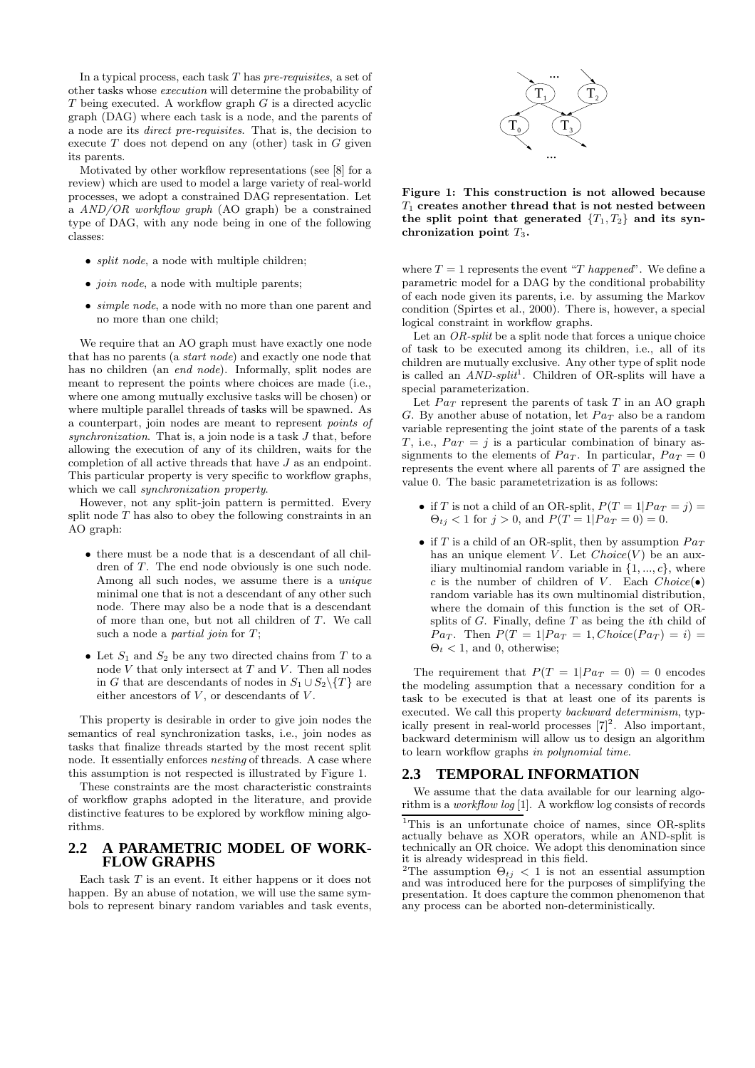In a typical process, each task $T$ has *pre-requisites*, a set of other tasks whose *execution* will determine the probability of $T$ being executed. A workflow graph $G$ is a directed acyclic graph (DAG) where each task is a node, and the parents of a node are its *direct pre-requisites*. That is, the decision to execute $T$ does not depend on any (other) task in $G$ given its parents.

Motivated by other workflow representations (see [8] for a review) which are used to model a large variety of real-world processes, we adopt a constrained DAG representation. Let a *AND/OR workflow graph* (AO graph) be a constrained type of DAG, with any node being in one of the following classes:

- *split node*, a node with multiple children;
- *join node*, a node with multiple parents;
- *simple node*, a node with no more than one parent and no more than one child;

We require that an AO graph must have exactly one node that has no parents (a *start node*) and exactly one node that has no children (an *end node*). Informally, split nodes are meant to represent the points where choices are made (i.e., where one among mutually exclusive tasks will be chosen) or where multiple parallel threads of tasks will be spawned. As a counterpart, join nodes are meant to represent *points of synchronization*. That is, a join node is a task $J$ that, before allowing the execution of any of its children, waits for the completion of all active threads that have $J$ as an endpoint. This particular property is very specific to workflow graphs, which we call *synchronization property*.

However, not any split-join pattern is permitted. Every split node $T$ has also to obey the following constraints in an AO graph:

- there must be a node that is a descendant of all children of $T$. The end node obviously is one such node. Among all such nodes, we assume there is a *unique* minimal one that is not a descendant of any other such node. There may also be a node that is a descendant of more than one, but not all children of $T$. We call such a node a *partial join* for $T$;
- Let $S_1$ and $S_2$ be any two directed chains from $T$ to a node $V$ that only intersect at $T$ and $V$. Then all nodes in $G$ that are descendants of nodes in $S_1 \cup S_2 \backslash \{T\}$ are either ancestors of $V$, or descendants of $V$.

This property is desirable in order to give join nodes the semantics of real synchronization tasks, i.e., join nodes as tasks that finalize threads started by the most recent split node. It essentially enforces *nesting* of threads. A case where this assumption is not respected is illustrated by Figure 1.

These constraints are the most characteristic constraints of workflow graphs adopted in the literature, and provide distinctive features to be explored by workflow mining algorithms.

## 2.2 A PARAMETRIC MODEL OF WORKFLOW GRAPHS

Each task $T$ is an event. It either happens or it does not happen. By an abuse of notation, we will use the same symbols to represent binary random variables and task events, where $T = 1$ represents the event "$T$ *happened*". We define a parametric model for a DAG by the conditional probability of each node given its parents, i.e. by assuming the Markov condition (Spirtes et al., 2000). There is, however, a special logical constraint in workflow graphs.

**Figure 1: This construction is not allowed because $T_1$ creates another thread that is not nested between the split point that generated $\{T_1, T_2\}$ and its synchronization point $T_3$.**

Let an *OR-split* be a split node that forces a unique choice of task to be executed among its children, i.e., all of its children are mutually exclusive. Any other type of split node is called an *AND-split*[1]. Children of OR-splits will have a special parameterization.

Let $Pa_T$ represent the parents of task $T$ in an AO graph $G$. By another abuse of notation, let $Pa_T$ also be a random variable representing the joint state of the parents of a task $T$, i.e., $Pa_T = j$ is a particular combination of binary assignments to the elements of $Pa_T$. In particular, $Pa_T = 0$ represents the event where all parents of $T$ are assigned the value 0. The basic parametetrization is as follows:

- if $T$ is not a child of an OR-split, $P(T = 1|Pa_T = j) = \Theta_{tj} < 1$ for $j > 0$, and $P(T = 1|Pa_T = 0) = 0$.
- if $T$ is a child of an OR-split, then by assumption $Pa_T$ has an unique element $V$. Let $Choice(V)$ be an auxiliary multinomial random variable in $\{1, ..., c\}$, where $c$ is the number of children of $V$. Each $Choice(\bullet)$ random variable has its own multinomial distribution, where the domain of this function is the set of OR-splits of $G$. Finally, define $T$ as being the $i$th child of $Pa_T$. Then $P(T = 1|Pa_T = 1, Choice(Pa_T) = i) = \Theta_t < 1$, and 0, otherwise;

The requirement that $P(T = 1|Pa_T = 0) = 0$ encodes the modeling assumption that a necessary condition for a task to be executed is that at least one of its parents is executed. We call this property *backward determinism*, typically present in real-world processes [7][2]. Also important, backward determinism will allow us to design an algorithm to learn workflow graphs *in polynomial time*.

## 2.3 TEMPORAL INFORMATION

We assume that the data available for our learning algorithm is a *workflow log* [1]. A workflow log consists of records

[1] This is an unfortunate choice of names, since OR-splits actually behave as XOR operators, while an AND-split is technically an OR choice. We adopt this denomination since it is already widespread in this field.

[2] The assumption $\Theta_{tj} < 1$ is not an essential assumption and was introduced here for the purposes of simplifying the presentation. It does capture the common phenomenon that any process can be aborted non-deterministically.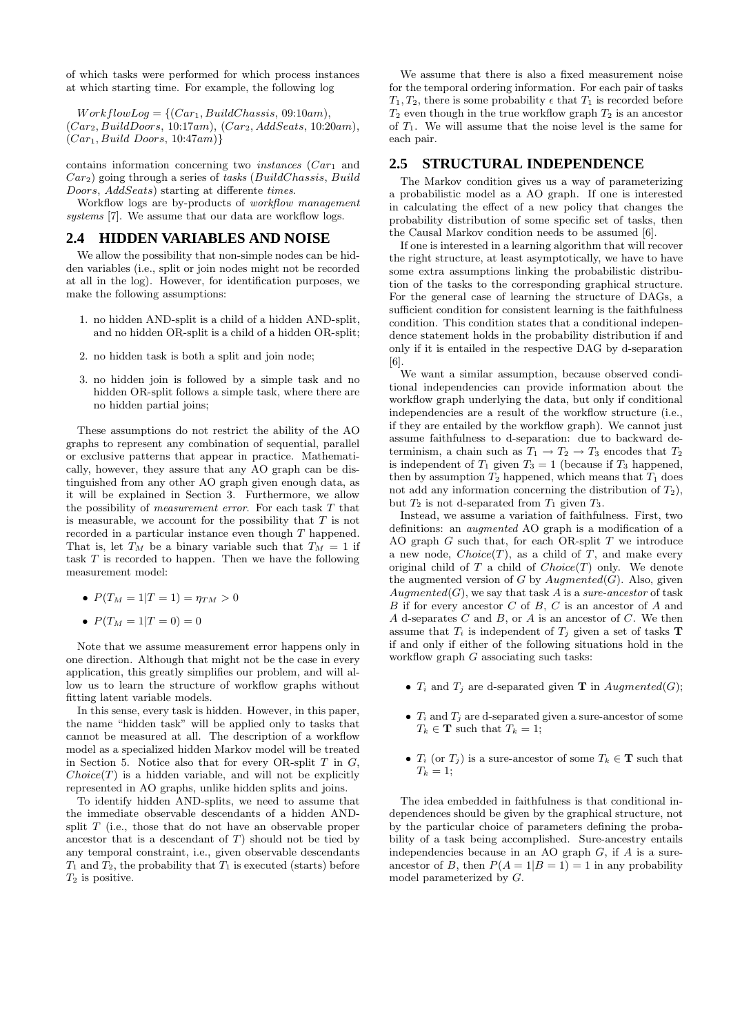of which tasks were performed for which process instances at which starting time. For example, the following log

$WorkflowLog = \{(Car_1, BuildChassis, 09{:}10am),$ $(Car_2, BuildDoors, 10{:}17am)$, $(Car_2, AddSeats, 10{:}20am)$, $(Car_1, Build\ Doors, 10{:}47am)\}$

contains information concerning two *instances* ($Car_1$ and $Car_2$) going through a series of *tasks* ($BuildChassis$, $Build\ Doors$, $AddSeats$) starting at differente *times*.

Workflow logs are by-products of *workflow management systems* [7]. We assume that our data are workflow logs.

## 2.4 HIDDEN VARIABLES AND NOISE

We allow the possibility that non-simple nodes can be hidden variables (i.e., split or join nodes might not be recorded at all in the log). However, for identification purposes, we make the following assumptions:

1. no hidden AND-split is a child of a hidden AND-split, and no hidden OR-split is a child of a hidden OR-split;
2. no hidden task is both a split and join node;
3. no hidden join is followed by a simple task and no hidden OR-split follows a simple task, where there are no hidden partial joins;

These assumptions do not restrict the ability of the AO graphs to represent any combination of sequential, parallel or exclusive patterns that appear in practice. Mathematically, however, they assure that any AO graph can be distinguished from any other AO graph given enough data, as it will be explained in Section 3. Furthermore, we allow the possibility of *measurement error*. For each task $T$ that is measurable, we account for the possibility that $T$ is not recorded in a particular instance even though $T$ happened. That is, let $T_M$ be a binary variable such that $T_M = 1$ if task $T$ is recorded to happen. Then we have the following measurement model:

- $P(T_M = 1 | T = 1) = \eta_{TM} > 0$
- $P(T_M = 1 | T = 0) = 0$

Note that we assume measurement error happens only in one direction. Although that might not be the case in every application, this greatly simplifies our problem, and will allow us to learn the structure of workflow graphs without fitting latent variable models.

In this sense, every task is hidden. However, in this paper, the name "hidden task" will be applied only to tasks that cannot be measured at all. The description of a workflow model as a specialized hidden Markov model will be treated in Section 5. Notice also that for every OR-split $T$ in $G$, $Choice(T)$ is a hidden variable, and will not be explicitly represented in AO graphs, unlike hidden splits and joins.

To identify hidden AND-splits, we need to assume that the immediate observable descendants of a hidden AND-split $T$ (i.e., those that do not have an observable proper ancestor that is a descendant of $T$) should not be tied by any temporal constraint, i.e., given observable descendants $T_1$ and $T_2$, the probability that $T_1$ is executed (starts) before $T_2$ is positive.

We assume that there is also a fixed measurement noise for the temporal ordering information. For each pair of tasks $T_1, T_2$, there is some probability $\epsilon$ that $T_1$ is recorded before $T_2$ even though in the true workflow graph $T_2$ is an ancestor of $T_1$. We will assume that the noise level is the same for each pair.

## 2.5 STRUCTURAL INDEPENDENCE

The Markov condition gives us a way of parameterizing a probabilistic model as a AO graph. If one is interested in calculating the effect of a new policy that changes the probability distribution of some specific set of tasks, then the Causal Markov condition needs to be assumed [6].

If one is interested in a learning algorithm that will recover the right structure, at least asymptotically, we have to have some extra assumptions linking the probabilistic distribution of the tasks to the corresponding graphical structure. For the general case of learning the structure of DAGs, a sufficient condition for consistent learning is the faithfulness condition. This condition states that a conditional independence statement holds in the probability distribution if and only if it is entailed in the respective DAG by d-separation [6].

We want a similar assumption, because observed conditional independencies can provide information about the workflow graph underlying the data, but only if conditional independencies are a result of the workflow structure (i.e., if they are entailed by the workflow graph). We cannot just assume faithfulness to d-separation: due to backward determinism, a chain such as $T_1 \rightarrow T_2 \rightarrow T_3$ encodes that $T_2$ is independent of $T_1$ given $T_3 = 1$ (because if $T_3$ happened, then by assumption $T_2$ happened, which means that $T_1$ does not add any information concerning the distribution of $T_2$), but $T_2$ is not d-separated from $T_1$ given $T_3$.

Instead, we assume a variation of faithfulness. First, two definitions: an *augmented* AO graph is a modification of a AO graph $G$ such that, for each OR-split $T$ we introduce a new node, $Choice(T)$, as a child of $T$, and make every original child of $T$ a child of $Choice(T)$ only. We denote the augmented version of $G$ by $Augmented(G)$. Also, given $Augmented(G)$, we say that task $A$ is a *sure-ancestor* of task $B$ if for every ancestor $C$ of $B$, $C$ is an ancestor of $A$ and $A$ d-separates $C$ and $B$, or $A$ is an ancestor of $C$. We then assume that $T_i$ is independent of $T_j$ given a set of tasks $\mathbf{T}$ if and only if either of the following situations hold in the workflow graph $G$ associating such tasks:

- $T_i$ and $T_j$ are d-separated given $\mathbf{T}$ in $Augmented(G)$;
- $T_i$ and $T_j$ are d-separated given a sure-ancestor of some $T_k \in \mathbf{T}$ such that $T_k = 1$;
- $T_i$ (or $T_j$) is a sure-ancestor of some $T_k \in \mathbf{T}$ such that $T_k = 1$;

The idea embedded in faithfulness is that conditional independences should be given by the graphical structure, not by the particular choice of parameters defining the probability of a task being accomplished. Sure-ancestry entails independencies because in an AO graph $G$, if $A$ is a sure-ancestor of $B$, then $P(A = 1 | B = 1) = 1$ in any probability model parameterized by $G$.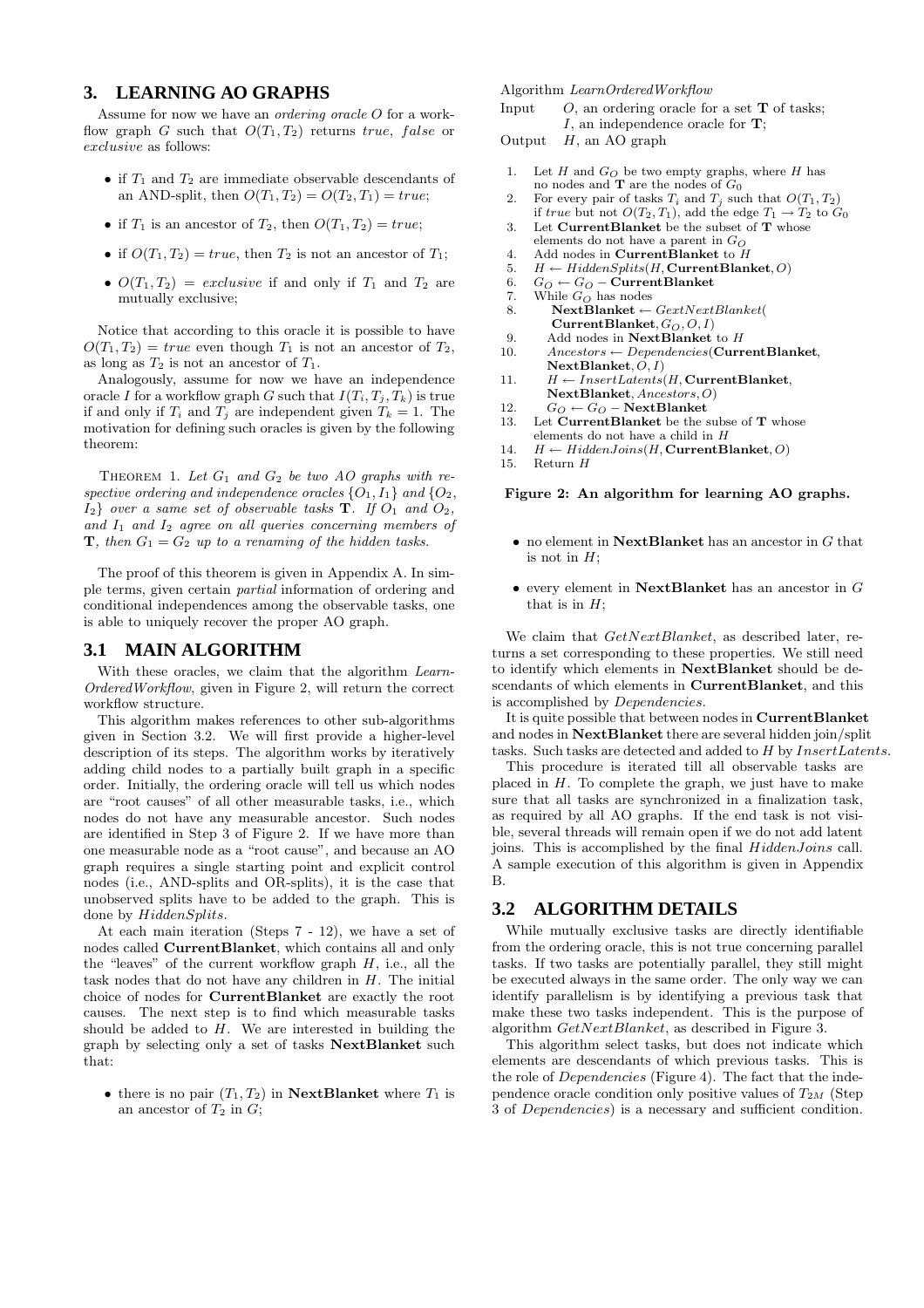## 3. LEARNING AO GRAPHS

Assume for now we have an *ordering oracle* $O$ for a workflow graph $G$ such that $O(T_1, T_2)$ returns *true*, *false* or *exclusive* as follows:

- if $T_1$ and $T_2$ are immediate observable descendants of an AND-split, then $O(T_1, T_2) = O(T_2, T_1) = true$;
- if $T_1$ is an ancestor of $T_2$, then $O(T_1, T_2) = true$;
- if $O(T_1, T_2) = true$, then $T_2$ is not an ancestor of $T_1$;
- $O(T_1, T_2) = exclusive$ if and only if $T_1$ and $T_2$ are mutually exclusive;

Notice that according to this oracle it is possible to have $O(T_1, T_2) = true$ even though $T_1$ is not an ancestor of $T_2$, as long as $T_2$ is not an ancestor of $T_1$.

Analogously, assume for now we have an independence oracle $I$ for a workflow graph $G$ such that $I(T_i, T_j, T_k)$ is true if and only if $T_i$ and $T_j$ are independent given $T_k = 1$. The motivation for defining such oracles is given by the following theorem:

THEOREM 1. *Let $G_1$ and $G_2$ be two AO graphs with respective ordering and independence oracles $\{O_1, I_1\}$ and $\{O_2, I_2\}$ over a same set of observable tasks $\mathbf{T}$. If $O_1$ and $O_2$, and $I_1$ and $I_2$ agree on all queries concerning members of $\mathbf{T}$, then $G_1 = G_2$ up to a renaming of the hidden tasks.*

The proof of this theorem is given in Appendix A. In simple terms, given certain *partial* information of ordering and conditional independences among the observable tasks, one is able to uniquely recover the proper AO graph.

### 3.1 MAIN ALGORITHM

With these oracles, we claim that the algorithm *LearnOrderedWorkflow*, given in Figure 2, will return the correct workflow structure.

This algorithm makes references to other sub-algorithms given in Section 3.2. We will first provide a higher-level description of its steps. The algorithm works by iteratively adding child nodes to a partially built graph in a specific order. Initially, the ordering oracle will tell us which nodes are "root causes" of all other measurable tasks, i.e., which nodes do not have any measurable ancestor. Such nodes are identified in Step 3 of Figure 2. If we have more than one measurable node as a "root cause", and because an AO graph requires a single starting point and explicit control nodes (i.e., AND-splits and OR-splits), it is the case that unobserved splits have to be added to the graph. This is done by *HiddenSplits*.

At each main iteration (Steps 7 - 12), we have a set of nodes called **CurrentBlanket**, which contains all and only the "leaves" of the current workflow graph $H$, i.e., all the task nodes that do not have any children in $H$. The initial choice of nodes for **CurrentBlanket** are exactly the root causes. The next step is to find which measurable tasks should be added to $H$. We are interested in building the graph by selecting only a set of tasks **NextBlanket** such that:

- there is no pair $(T_1, T_2)$ in **NextBlanket** where $T_1$ is an ancestor of $T_2$ in $G$;

```
Algorithm LearnOrderedWorkflow
Input    O, an ordering oracle for a set T of tasks;
         I, an independence oracle for T;
Output   H, an AO graph

 1.  Let H and G_O be two empty graphs, where H has
     no nodes and T are the nodes of G_0
 2.  For every pair of tasks T_i and T_j such that O(T_1, T_2)
     if true but not O(T_2, T_1), add the edge T_1 → T_2 to G_0
 3.  Let CurrentBlanket be the subset of T whose
     elements do not have a parent in G_O
 4.  Add nodes in CurrentBlanket to H
 5.  H ← HiddenSplits(H, CurrentBlanket, O)
 6.  G_O ← G_O − CurrentBlanket
 7.  While G_O has nodes
 8.      NextBlanket ← GextNextBlanket(
         CurrentBlanket, G_O, O, I)
 9.      Add nodes in NextBlanket to H
10.      Ancestors ← Dependencies(CurrentBlanket,
         NextBlanket, O, I)
11.      H ← InsertLatents(H, CurrentBlanket,
         NextBlanket, Ancestors, O)
12.      G_O ← G_O − NextBlanket
13.  Let CurrentBlanket be the subse of T whose
     elements do not have a child in H
14.  H ← HiddenJoins(H, CurrentBlanket, O)
15.  Return H
```

**Figure 2: An algorithm for learning AO graphs.**

- no element in **NextBlanket** has an ancestor in $G$ that is not in $H$;
- every element in **NextBlanket** has an ancestor in $G$ that is in $H$;

We claim that *GetNextBlanket*, as described later, returns a set corresponding to these properties. We still need to identify which elements in **NextBlanket** should be descendants of which elements in **CurrentBlanket**, and this is accomplished by *Dependencies*.

It is quite possible that between nodes in **CurrentBlanket** and nodes in **NextBlanket** there are several hidden join/split tasks. Such tasks are detected and added to $H$ by *InsertLatents*.

This procedure is iterated till all observable tasks are placed in $H$. To complete the graph, we just have to make sure that all tasks are synchronized in a finalization task, as required by all AO graphs. If the end task is not visible, several threads will remain open if we do not add latent joins. This is accomplished by the final *HiddenJoins* call. A sample execution of this algorithm is given in Appendix B.

### 3.2 ALGORITHM DETAILS

While mutually exclusive tasks are directly identifiable from the ordering oracle, this is not true concerning parallel tasks. If two tasks are potentially parallel, they still might be executed always in the same order. The only way we can identify parallelism is by identifying a previous task that make these two tasks independent. This is the purpose of algorithm *GetNextBlanket*, as described in Figure 3.

This algorithm select tasks, but does not indicate which elements are descendants of which previous tasks. This is the role of *Dependencies* (Figure 4). The fact that the independence oracle condition only positive values of $T_{2M}$ (Step 3 of *Dependencies*) is a necessary and sufficient condition.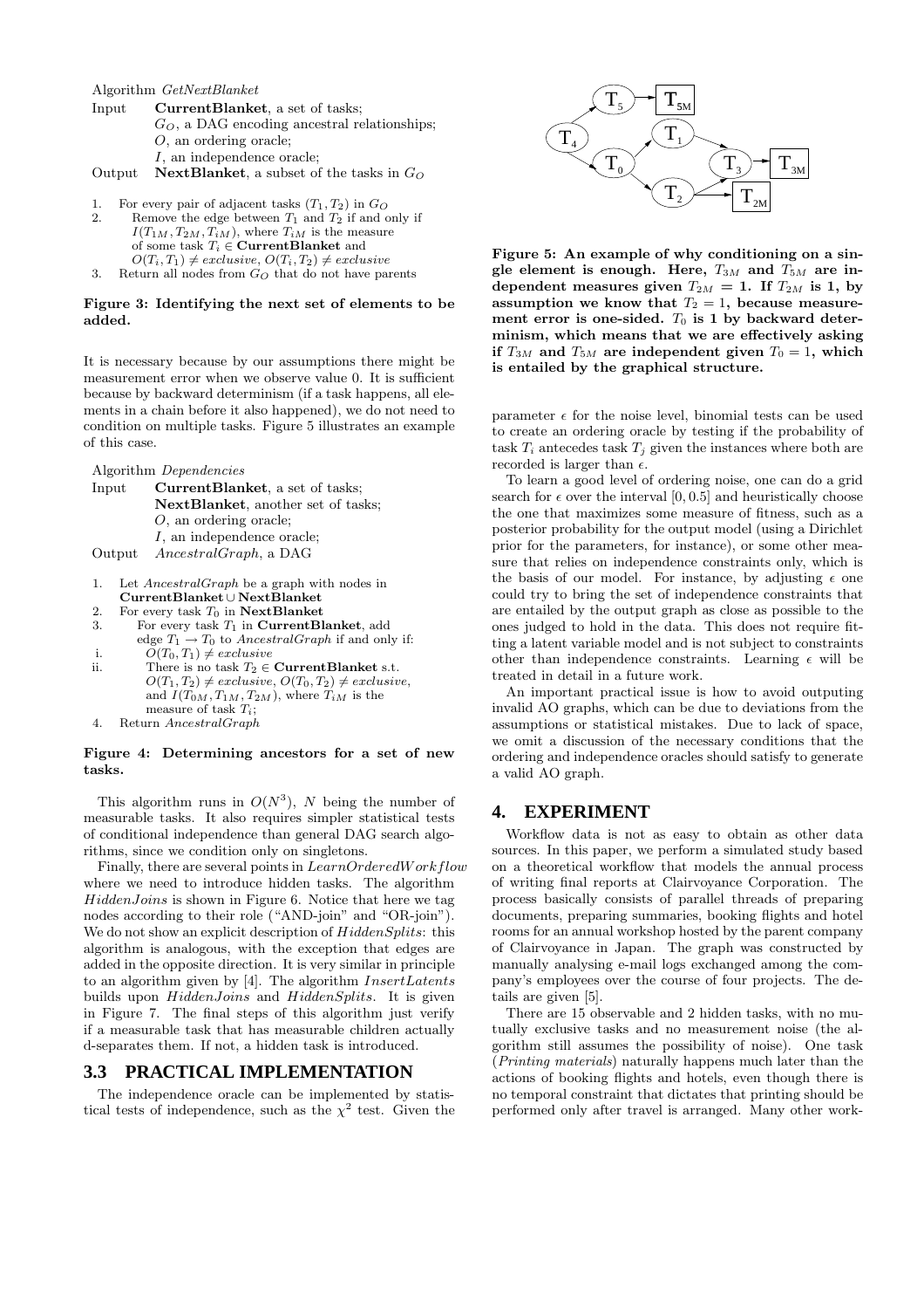Algorithm *GetNextBlanket*

Input **CurrentBlanket**, a set of tasks;
$G_O$, a DAG encoding ancestral relationships;
$O$, an ordering oracle;
$I$, an independence oracle;

Output **NextBlanket**, a subset of the tasks in $G_O$

1. For every pair of adjacent tasks $(T_1, T_2)$ in $G_O$
2. Remove the edge between $T_1$ and $T_2$ if and only if $I(T_{1M}, T_{2M}, T_{iM})$, where $T_{iM}$ is the measure of some task $T_i \in$ **CurrentBlanket** and $O(T_i, T_1) \neq exclusive$, $O(T_i, T_2) \neq exclusive$
3. Return all nodes from $G_O$ that do not have parents

**Figure 3: Identifying the next set of elements to be added.**

It is necessary because by our assumptions there might be measurement error when we observe value 0. It is sufficient because by backward determinism (if a task happens, all elements in a chain before it also happened), we do not need to condition on multiple tasks. Figure 5 illustrates an example of this case.

Algorithm *Dependencies*

Input **CurrentBlanket**, a set of tasks;
**NextBlanket**, another set of tasks;
$O$, an ordering oracle;
$I$, an independence oracle;

Output *AncestralGraph*, a DAG

1. Let *AncestralGraph* be a graph with nodes in **CurrentBlanket** ∪ **NextBlanket**
2. For every task $T_0$ in **NextBlanket**
3. For every task $T_1$ in **CurrentBlanket**, add edge $T_1 \rightarrow T_0$ to *AncestralGraph* if and only if:
   i. $O(T_0, T_1) \neq exclusive$
   ii. There is no task $T_2 \in$ **CurrentBlanket** s.t. $O(T_1, T_2) \neq exclusive$, $O(T_0, T_2) \neq exclusive$, and $I(T_{0M}, T_{1M}, T_{2M})$, where $T_{iM}$ is the measure of task $T_i$;
4. Return *AncestralGraph*

**Figure 4: Determining ancestors for a set of new tasks.**

This algorithm runs in $O(N^3)$, $N$ being the number of measurable tasks. It also requires simpler statistical tests of conditional independence than general DAG search algorithms, since we condition only on singletons.

Finally, there are several points in *LearnOrderedWorkflow* where we need to introduce hidden tasks. The algorithm *HiddenJoins* is shown in Figure 6. Notice that here we tag nodes according to their role ("AND-join" and "OR-join"). We do not show an explicit description of *HiddenSplits*: this algorithm is analogous, with the exception that edges are added in the opposite direction. It is very similar in principle to an algorithm given by [4]. The algorithm *InsertLatents* builds upon *HiddenJoins* and *HiddenSplits*. It is given in Figure 7. The final steps of this algorithm just verify if a measurable task that has measurable children actually d-separates them. If not, a hidden task is introduced.

## 3.3 PRACTICAL IMPLEMENTATION

The independence oracle can be implemented by statistical tests of independence, such as the $\chi^2$ test. Given the parameter $\epsilon$ for the noise level, binomial tests can be used to create an ordering oracle by testing if the probability of task $T_i$ antecedes task $T_j$ given the instances where both are recorded is larger than $\epsilon$.

**Figure 5: An example of why conditioning on a single element is enough. Here, $T_{3M}$ and $T_{5M}$ are independent measures given $T_{2M} = 1$. If $T_{2M}$ is 1, by assumption we know that $T_2 = 1$, because measurement error is one-sided. $T_0$ is 1 by backward determinism, which means that we are effectively asking if $T_{3M}$ and $T_{5M}$ are independent given $T_0 = 1$, which is entailed by the graphical structure.**

To learn a good level of ordering noise, one can do a grid search for $\epsilon$ over the interval $[0, 0.5]$ and heuristically choose the one that maximizes some measure of fitness, such as a posterior probability for the output model (using a Dirichlet prior for the parameters, for instance), or some other measure that relies on independence constraints only, which is the basis of our model. For instance, by adjusting $\epsilon$ one could try to bring the set of independence constraints that are entailed by the output graph as close as possible to the ones judged to hold in the data. This does not require fitting a latent variable model and is not subject to constraints other than independence constraints. Learning $\epsilon$ will be treated in detail in a future work.

An important practical issue is how to avoid outputing invalid AO graphs, which can be due to deviations from the assumptions or statistical mistakes. Due to lack of space, we omit a discussion of the necessary conditions that the ordering and independence oracles should satisfy to generate a valid AO graph.

# 4. EXPERIMENT

Workflow data is not as easy to obtain as other data sources. In this paper, we perform a simulated study based on a theoretical workflow that models the annual process of writing final reports at Clairvoyance Corporation. The process basically consists of parallel threads of preparing documents, preparing summaries, booking flights and hotel rooms for an annual workshop hosted by the parent company of Clairvoyance in Japan. The graph was constructed by manually analysing e-mail logs exchanged among the company's employees over the course of four projects. The details are given [5].

There are 15 observable and 2 hidden tasks, with no mutually exclusive tasks and no measurement noise (the algorithm still assumes the possibility of noise). One task (*Printing materials*) naturally happens much later than the actions of booking flights and hotels, even though there is no temporal constraint that dictates that printing should be performed only after travel is arranged. Many other work-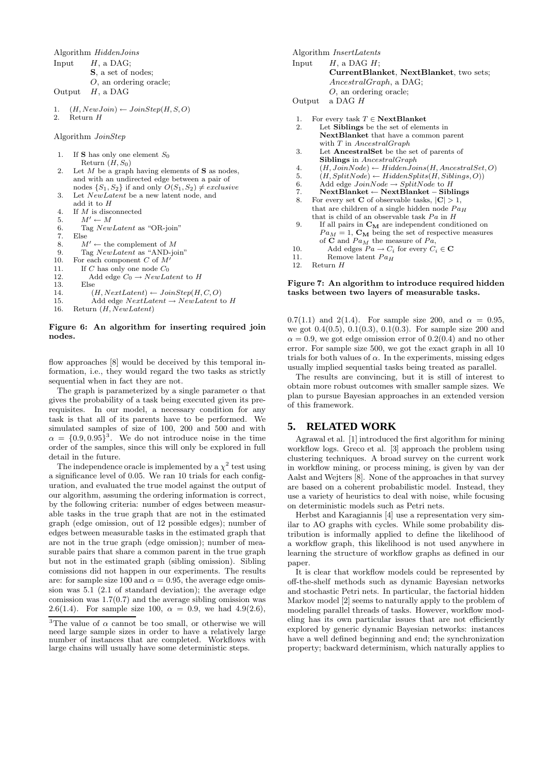```
Algorithm HiddenJoins
Input   H, a DAG;
        S, a set of nodes;
        O, an ordering oracle;
Output  H, a DAG

1.  (H, NewJoin) ← JoinStep(H, S, O)
2.  Return H
```

```
Algorithm JoinStep

1.  If S has only one element S_0
        Return (H, S_0)
2.  Let M be a graph having elements of S as nodes,
    and with an undirected edge between a pair of
    nodes {S_1, S_2} if and only O(S_1, S_2) ≠ exclusive
3.  Let NewLatent be a new latent node, and
    add it to H
4.  If M is disconnected
5.      M' ← M
6.      Tag NewLatent as "OR-join"
7.  Else
8.      M' ← the complement of M
9.      Tag NewLatent as "AND-join"
10. For each component C of M'
11.     If C has only one node C_0
12.         Add edge C_0 → NewLatent to H
13.     Else
14.         (H, NextLatent) ← JoinStep(H, C, O)
15.         Add edge NextLatent → NewLatent to H
16. Return (H, NewLatent)
```

**Figure 6: An algorithm for inserting required join nodes.**

flow approaches [8] would be deceived by this temporal information, i.e., they would regard the two tasks as strictly sequential when in fact they are not.

The graph is parameterized by a single parameter $\alpha$ that gives the probability of a task being executed given its prerequisites. In our model, a necessary condition for any task is that all of its parents have to be performed. We simulated samples of size of 100, 200 and 500 and with $\alpha = \{0.9, 0.95\}$[3]. We do not introduce noise in the time order of the samples, since this will only be explored in full detail in the future.

The independence oracle is implemented by a $\chi^2$ test using a significance level of 0.05. We ran 10 trials for each configuration, and evaluated the true model against the output of our algorithm, assuming the ordering information is correct, by the following criteria: number of edges between measurable tasks in the true graph that are not in the estimated graph (edge omission, out of 12 possible edges); number of edges between measurable tasks in the estimated graph that are not in the true graph (edge omission); number of measurable pairs that share a common parent in the true graph but not in the estimated graph (sibling omission). Sibling comissions did not happen in our experiments. The results are: for sample size 100 and $\alpha = 0.95$, the average edge omission was 5.1 (2.1 of standard deviation); the average edge comission was 1.7(0.7) and the average sibling omission was 2.6(1.4). For sample size 100, $\alpha = 0.9$, we had 4.9(2.6), 0.7(1.1) and 2(1.4). For sample size 200, and $\alpha = 0.95$, we got 0.4(0.5), 0.1(0.3), 0.1(0.3). For sample size 200 and $\alpha = 0.9$, we got edge omission error of 0.2(0.4) and no other error. For sample size 500, we got the exact graph in all 10 trials for both values of $\alpha$. In the experiments, missing edges usually implied sequential tasks being treated as parallel.

The results are convincing, but it is still of interest to obtain more robust outcomes with smaller sample sizes. We plan to pursue Bayesian approaches in an extended version of this framework.

[3]The value of $\alpha$ cannot be too small, or otherwise we will need large sample sizes in order to have a relatively large number of instances that are completed. Workflows with large chains will usually have some deterministic steps.

```
Algorithm InsertLatents
Input   H, a DAG H;
        CurrentBlanket, NextBlanket, two sets;
        AncestralGraph, a DAG;
        O, an ordering oracle;
Output  a DAG H

1.  For every task T ∈ NextBlanket
2.      Let Siblings be the set of elements in
        NextBlanket that have a common parent
        with T in AncestralGraph
3.      Let AncestralSet be the set of parents of
        Siblings in AncestralGraph
4.      (H, JoinNode) ← HiddenJoins(H, AncestralSet, O)
5.      (H, SplitNode) ← HiddenSplits(H, Siblings, O))
6.      Add edge JoinNode → SplitNode to H
7.      NextBlanket ← NextBlanket − Siblings
8.  For every set C of observable tasks, |C| > 1,
    that are children of a single hidden node Pa_H
    that is child of an observable task Pa in H
9.      If all pairs in C_M are independent conditioned on
        Pa_M = 1, C_M being the set of respective measures
        of C and Pa_M the measure of Pa,
10.         Add edges Pa → C_i for every C_i ∈ C
11.         Remove latent Pa_H
12. Return H
```

**Figure 7: An algorithm to introduce required hidden tasks between two layers of measurable tasks.**

## 5. RELATED WORK

Agrawal et al. [1] introduced the first algorithm for mining workflow logs. Greco et al. [3] approach the problem using clustering techniques. A broad survey on the current work in workflow mining, or process mining, is given by van der Aalst and Wejters [8]. None of the approaches in that survey are based on a coherent probabilistic model. Instead, they use a variety of heuristics to deal with noise, while focusing on deterministic models such as Petri nets.

Herbst and Karagiannis [4] use a representation very similar to AO graphs with cycles. While some probability distribution is informally applied to define the likelihood of a workflow graph, this likelihood is not used anywhere in learning the structure of workflow graphs as defined in our paper.

It is clear that workflow models could be represented by off-the-shelf methods such as dynamic Bayesian networks and stochastic Petri nets. In particular, the factorial hidden Markov model [2] seems to naturally apply to the problem of modeling parallel threads of tasks. However, workflow modeling has its own particular issues that are not efficiently explored by generic dynamic Bayesian networks: instances have a well defined beginning and end; the synchronization property; backward determinism, which naturally applies to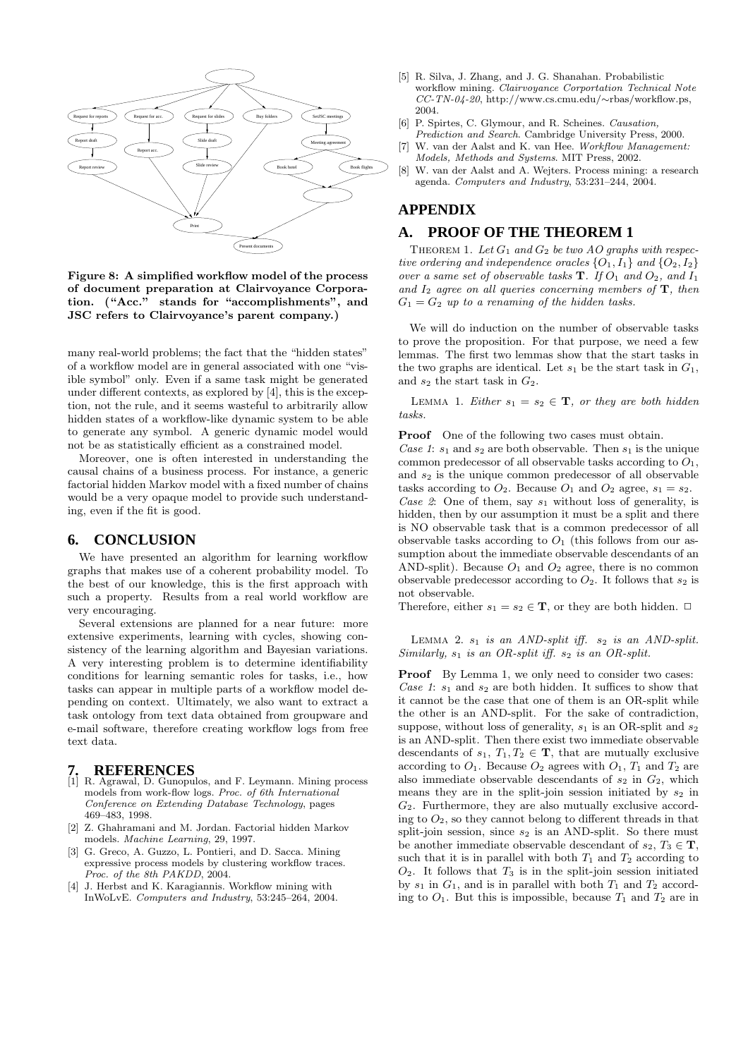Figure 8: A simplified workflow model of the process of document preparation at Clairvoyance Corporation. ("Acc." stands for "accomplishments", and JSC refers to Clairvoyance's parent company.)

many real-world problems; the fact that the "hidden states" of a workflow model are in general associated with one "visible symbol" only. Even if a same task might be generated under different contexts, as explored by [4], this is the exception, not the rule, and it seems wasteful to arbitrarily allow hidden states of a workflow-like dynamic system to be able to generate any symbol. A generic dynamic model would not be as statistically efficient as a constrained model.

Moreover, one is often interested in understanding the causal chains of a business process. For instance, a generic factorial hidden Markov model with a fixed number of chains would be a very opaque model to provide such understanding, even if the fit is good.

## 6. CONCLUSION

We have presented an algorithm for learning workflow graphs that makes use of a coherent probability model. To the best of our knowledge, this is the first approach with such a property. Results from a real world workflow are very encouraging.

Several extensions are planned for a near future: more extensive experiments, learning with cycles, showing consistency of the learning algorithm and Bayesian variations. A very interesting problem is to determine identifiability conditions for learning semantic roles for tasks, i.e., how tasks can appear in multiple parts of a workflow model depending on context. Ultimately, we also want to extract a task ontology from text data obtained from groupware and e-mail software, therefore creating workflow logs from free text data.

## 7. REFERENCES

[1] R. Agrawal, D. Gunopulos, and F. Leymann. Mining process models from work-flow logs. *Proc. of 6th International Conference on Extending Database Technology*, pages 469–483, 1998.

[2] Z. Ghahramani and M. Jordan. Factorial hidden Markov models. *Machine Learning*, 29, 1997.

[3] G. Greco, A. Guzzo, L. Pontieri, and D. Sacca. Mining expressive process models by clustering workflow traces. *Proc. of the 8th PAKDD*, 2004.

[4] J. Herbst and K. Karagiannis. Workflow mining with InWoLvE. *Computers and Industry*, 53:245–264, 2004.

[5] R. Silva, J. Zhang, and J. G. Shanahan. Probabilistic workflow mining. *Clairvoyance Corportation Technical Note CC-TN-04-20*, http://www.cs.cmu.edu/∼rbas/workflow.ps, 2004.

[6] P. Spirtes, C. Glymour, and R. Scheines. *Causation, Prediction and Search*. Cambridge University Press, 2000.

[7] W. van der Aalst and K. van Hee. *Workflow Management: Models, Methods and Systems*. MIT Press, 2002.

[8] W. van der Aalst and A. Wejters. Process mining: a research agenda. *Computers and Industry*, 53:231–244, 2004.

# APPENDIX

## A. PROOF OF THE THEOREM 1

THEOREM 1. *Let $G_1$ and $G_2$ be two AO graphs with respective ordering and independence oracles $\{O_1, I_1\}$ and $\{O_2, I_2\}$ over a same set of observable tasks $\mathbf{T}$. If $O_1$ and $O_2$, and $I_1$ and $I_2$ agree on all queries concerning members of $\mathbf{T}$, then $G_1 = G_2$ up to a renaming of the hidden tasks.*

We will do induction on the number of observable tasks to prove the proposition. For that purpose, we need a few lemmas. The first two lemmas show that the start tasks in the two graphs are identical. Let $s_1$ be the start task in $G_1$, and $s_2$ the start task in $G_2$.

LEMMA 1. *Either $s_1 = s_2 \in \mathbf{T}$, or they are both hidden tasks.*

**Proof** One of the following two cases must obtain.
*Case 1*: $s_1$ and $s_2$ are both observable. Then $s_1$ is the unique common predecessor of all observable tasks according to $O_1$, and $s_2$ is the unique common predecessor of all observable tasks according to $O_2$. Because $O_1$ and $O_2$ agree, $s_1 = s_2$.
*Case 2*: One of them, say $s_1$ without loss of generality, is hidden, then by our assumption it must be a split and there is NO observable task that is a common predecessor of all observable tasks according to $O_1$ (this follows from our assumption about the immediate observable descendants of an AND-split). Because $O_1$ and $O_2$ agree, there is no common observable predecessor according to $O_2$. It follows that $s_2$ is not observable.
Therefore, either $s_1 = s_2 \in \mathbf{T}$, or they are both hidden. □

LEMMA 2. *$s_1$ is an AND-split iff. $s_2$ is an AND-split. Similarly, $s_1$ is an OR-split iff. $s_2$ is an OR-split.*

**Proof** By Lemma 1, we only need to consider two cases:
*Case 1*: $s_1$ and $s_2$ are both hidden. It suffices to show that it cannot be the case that one of them is an OR-split while the other is an AND-split. For the sake of contradiction, suppose, without loss of generality, $s_1$ is an OR-split and $s_2$ is an AND-split. Then there exist two immediate observable descendants of $s_1$, $T_1, T_2 \in \mathbf{T}$, that are mutually exclusive according to $O_1$. Because $O_2$ agrees with $O_1$, $T_1$ and $T_2$ are also immediate observable descendants of $s_2$ in $G_2$, which means they are in the split-join session initiated by $s_2$ in $G_2$. Furthermore, they are also mutually exclusive according to $O_2$, so they cannot belong to different threads in that split-join session, since $s_2$ is an AND-split. So there must be another immediate observable descendant of $s_2$, $T_3 \in \mathbf{T}$, such that it is in parallel with both $T_1$ and $T_2$ according to $O_2$. It follows that $T_3$ is in the split-join session initiated by $s_1$ in $G_1$, and is in parallel with both $T_1$ and $T_2$ according to $O_1$. But this is impossible, because $T_1$ and $T_2$ are in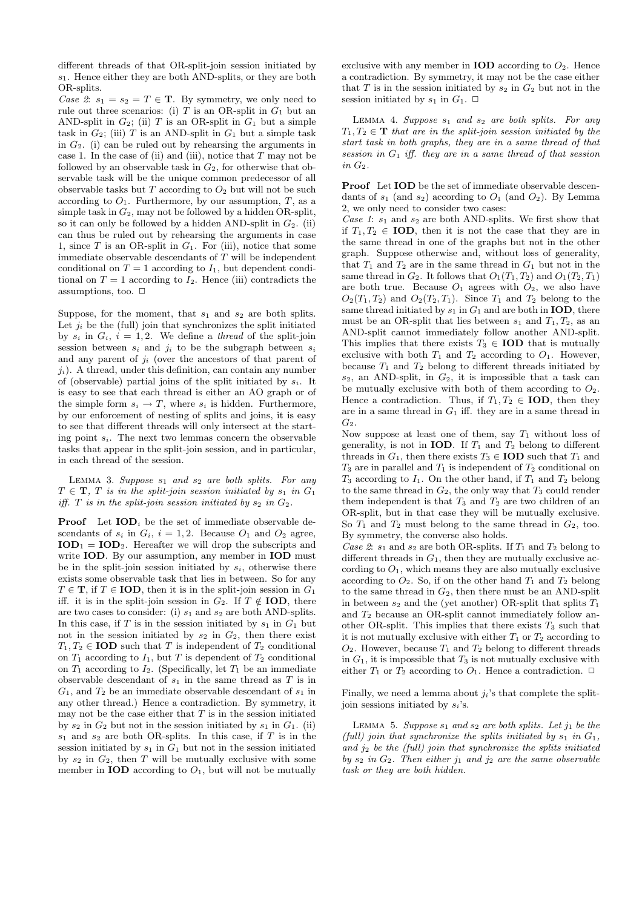different threads of that OR-split-join session initiated by $s_1$. Hence either they are both AND-splits, or they are both OR-splits.

*Case 2*: $s_1 = s_2 = T \in \mathbf{T}$. By symmetry, we only need to rule out three scenarios: (i) $T$ is an OR-split in $G_1$ but an AND-split in $G_2$; (ii) $T$ is an OR-split in $G_1$ but a simple task in $G_2$; (iii) $T$ is an AND-split in $G_1$ but a simple task in $G_2$. (i) can be ruled out by rehearsing the arguments in case 1. In the case of (ii) and (iii), notice that $T$ may not be followed by an observable task in $G_2$, for otherwise that observable task will be the unique common predecessor of all observable tasks but $T$ according to $O_2$ but will not be such according to $O_1$. Furthermore, by our assumption, $T$, as a simple task in $G_2$, may not be followed by a hidden OR-split, so it can only be followed by a hidden AND-split in $G_2$. (ii) can thus be ruled out by rehearsing the arguments in case 1, since $T$ is an OR-split in $G_1$. For (iii), notice that some immediate observable descendants of $T$ will be independent conditional on $T = 1$ according to $I_1$, but dependent conditional on $T = 1$ according to $I_2$. Hence (iii) contradicts the assumptions, too. $\Box$

Suppose, for the moment, that $s_1$ and $s_2$ are both splits. Let $j_i$ be the (full) join that synchronizes the split initiated by $s_i$ in $G_i$, $i = 1, 2$. We define a *thread* of the split-join session between $s_i$ and $j_i$ to be the subgraph between $s_i$ and any parent of $j_i$ (over the ancestors of that parent of $j_i$). A thread, under this definition, can contain any number of (observable) partial joins of the split initiated by $s_i$. It is easy to see that each thread is either an AO graph or of the simple form $s_i \to T$, where $s_i$ is hidden. Furthermore, by our enforcement of nesting of splits and joins, it is easy to see that different threads will only intersect at the starting point $s_i$. The next two lemmas concern the observable tasks that appear in the split-join session, and in particular, in each thread of the session.

Lemma 3. *Suppose $s_1$ and $s_2$ are both splits. For any $T \in \mathbf{T}$, $T$ is in the split-join session initiated by $s_1$ in $G_1$ iff. $T$ is in the split-join session initiated by $s_2$ in $G_2$.*

**Proof** Let $\mathbf{IOD}_i$ be the set of immediate observable descendants of $s_i$ in $G_i$, $i = 1, 2$. Because $O_1$ and $O_2$ agree, $\mathbf{IOD}_1 = \mathbf{IOD}_2$. Hereafter we will drop the subscripts and write $\mathbf{IOD}$. By our assumption, any member in $\mathbf{IOD}$ must be in the split-join session initiated by $s_i$, otherwise there exists some observable task that lies in between. So for any $T \in \mathbf{T}$, if $T \in \mathbf{IOD}$, then it is in the split-join session in $G_1$ iff. it is in the split-join session in $G_2$. If $T \notin \mathbf{IOD}$, there are two cases to consider: (i) $s_1$ and $s_2$ are both AND-splits. In this case, if $T$ is in the session initiated by $s_1$ in $G_1$ but not in the session initiated by $s_2$ in $G_2$, then there exist $T_1, T_2 \in \mathbf{IOD}$ such that $T$ is independent of $T_2$ conditional on $T_1$ according to $I_1$, but $T$ is dependent of $T_2$ conditional on $T_1$ according to $I_2$. (Specifically, let $T_1$ be an immediate observable descendant of $s_1$ in the same thread as $T$ is in $G_1$, and $T_2$ be an immediate observable descendant of $s_1$ in any other thread.) Hence a contradiction. By symmetry, it may not be the case either that $T$ is in the session initiated by $s_2$ in $G_2$ but not in the session initiated by $s_1$ in $G_1$. (ii) $s_1$ and $s_2$ are both OR-splits. In this case, if $T$ is in the session initiated by $s_1$ in $G_1$ but not in the session initiated by $s_2$ in $G_2$, then $T$ will be mutually exclusive with some member in $\mathbf{IOD}$ according to $O_1$, but will not be mutually exclusive with any member in $\mathbf{IOD}$ according to $O_2$. Hence a contradiction. By symmetry, it may not be the case either that $T$ is in the session initiated by $s_2$ in $G_2$ but not in the session initiated by $s_1$ in $G_1$. $\Box$

Lemma 4. *Suppose $s_1$ and $s_2$ are both splits. For any $T_1, T_2 \in \mathbf{T}$ that are in the split-join session initiated by the start task in both graphs, they are in a same thread of that session in $G_1$ iff. they are in a same thread of that session in $G_2$.*

**Proof** Let $\mathbf{IOD}$ be the set of immediate observable descendants of $s_1$ (and $s_2$) according to $O_1$ (and $O_2$). By Lemma 2, we only need to consider two cases:

*Case 1*: $s_1$ and $s_2$ are both AND-splits. We first show that if $T_1, T_2 \in \mathbf{IOD}$, then it is not the case that they are in the same thread in one of the graphs but not in the other graph. Suppose otherwise and, without loss of generality, that $T_1$ and $T_2$ are in the same thread in $G_1$ but not in the same thread in $G_2$. It follows that $O_1(T_1, T_2)$ and $O_1(T_2, T_1)$ are both true. Because $O_1$ agrees with $O_2$, we also have $O_2(T_1, T_2)$ and $O_2(T_2, T_1)$. Since $T_1$ and $T_2$ belong to the same thread initiated by $s_1$ in $G_1$ and are both in $\mathbf{IOD}$, there must be an OR-split that lies between $s_1$ and $T_1, T_2$, as an AND-split cannot immediately follow another AND-split. This implies that there exists $T_3 \in \mathbf{IOD}$ that is mutually exclusive with both $T_1$ and $T_2$ according to $O_1$. However, because $T_1$ and $T_2$ belong to different threads initiated by $s_2$, an AND-split, in $G_2$, it is impossible that a task can be mutually exclusive with both of them according to $O_2$. Hence a contradiction. Thus, if $T_1, T_2 \in \mathbf{IOD}$, then they are in a same thread in $G_1$ iff. they are in a same thread in $G_2$.

Now suppose at least one of them, say $T_1$ without loss of generality, is not in $\mathbf{IOD}$. If $T_1$ and $T_2$ belong to different threads in $G_1$, then there exists $T_3 \in \mathbf{IOD}$ such that $T_1$ and $T_3$ are in parallel and $T_1$ is independent of $T_2$ conditional on $T_3$ according to $I_1$. On the other hand, if $T_1$ and $T_2$ belong to the same thread in $G_2$, the only way that $T_3$ could render them independent is that $T_3$ and $T_2$ are two children of an OR-split, but in that case they will be mutually exclusive. So $T_1$ and $T_2$ must belong to the same thread in $G_2$, too. By symmetry, the converse also holds.

*Case 2*: $s_1$ and $s_2$ are both OR-splits. If $T_1$ and $T_2$ belong to different threads in $G_1$, then they are mutually exclusive according to $O_1$, which means they are also mutually exclusive according to $O_2$. So, if on the other hand $T_1$ and $T_2$ belong to the same thread in $G_2$, then there must be an AND-split in between $s_2$ and the (yet another) OR-split that splits $T_1$ and $T_2$ because an OR-split cannot immediately follow another OR-split. This implies that there exists $T_3$ such that it is not mutually exclusive with either $T_1$ or $T_2$ according to $O_2$. However, because $T_1$ and $T_2$ belong to different threads in $G_1$, it is impossible that $T_3$ is not mutually exclusive with either $T_1$ or $T_2$ according to $O_1$. Hence a contradiction. $\Box$

Finally, we need a lemma about $j_i$'s that complete the split-join sessions initiated by $s_i$'s.

Lemma 5. *Suppose $s_1$ and $s_2$ are both splits. Let $j_1$ be the (full) join that synchronize the splits initiated by $s_1$ in $G_1$, and $j_2$ be the (full) join that synchronize the splits initiated by $s_2$ in $G_2$. Then either $j_1$ and $j_2$ are the same observable task or they are both hidden.*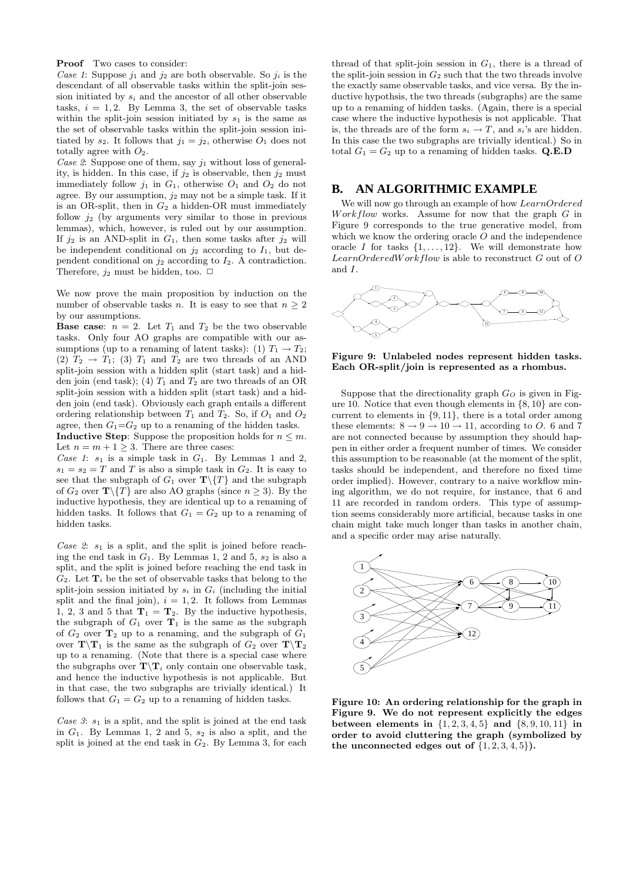**Proof** Two cases to consider:

*Case 1*: Suppose $j_1$ and $j_2$ are both observable. So $j_i$ is the descendant of all observable tasks within the split-join session initiated by $s_i$ and the ancestor of all other observable tasks, $i = 1, 2$. By Lemma 3, the set of observable tasks within the split-join session initiated by $s_1$ is the same as the set of observable tasks within the split-join session initiated by $s_2$. It follows that $j_1 = j_2$, otherwise $O_1$ does not totally agree with $O_2$.

*Case 2*: Suppose one of them, say $j_1$ without loss of generality, is hidden. In this case, if $j_2$ is observable, then $j_2$ must immediately follow $j_1$ in $G_1$, otherwise $O_1$ and $O_2$ do not agree. By our assumption, $j_2$ may not be a simple task. If it is an OR-split, then in $G_2$ a hidden-OR must immediately follow $j_2$ (by arguments very similar to those in previous lemmas), which, however, is ruled out by our assumption. If $j_2$ is an AND-split in $G_1$, then some tasks after $j_2$ will be independent conditional on $j_2$ according to $I_1$, but dependent conditional on $j_2$ according to $I_2$. A contradiction. Therefore, $j_2$ must be hidden, too. □

We now prove the main proposition by induction on the number of observable tasks $n$. It is easy to see that $n \geq 2$ by our assumptions.

**Base case**: $n = 2$. Let $T_1$ and $T_2$ be the two observable tasks. Only four AO graphs are compatible with our assumptions (up to a renaming of latent tasks): (1) $T_1 \rightarrow T_2$; (2) $T_2 \rightarrow T_1$; (3) $T_1$ and $T_2$ are two threads of an AND split-join session with a hidden split (start task) and a hidden join (end task); (4) $T_1$ and $T_2$ are two threads of an OR split-join session with a hidden split (start task) and a hidden join (end task). Obviously each graph entails a different ordering relationship between $T_1$ and $T_2$. So, if $O_1$ and $O_2$ agree, then $G_1$=$G_2$ up to a renaming of the hidden tasks.

**Inductive Step**: Suppose the proposition holds for $n \leq m$. Let $n = m + 1 \geq 3$. There are three cases:

*Case 1*: $s_1$ is a simple task in $G_1$. By Lemmas 1 and 2, $s_1 = s_2 = T$ and $T$ is also a simple task in $G_2$. It is easy to see that the subgraph of $G_1$ over $\mathbf{T}\backslash\{T\}$ and the subgraph of $G_2$ over $\mathbf{T}\backslash\{T\}$ are also AO graphs (since $n \geq 3$). By the inductive hypothesis, they are identical up to a renaming of hidden tasks. It follows that $G_1 = G_2$ up to a renaming of hidden tasks.

*Case 2*: $s_1$ is a split, and the split is joined before reaching the end task in $G_1$. By Lemmas 1, 2 and 5, $s_2$ is also a split, and the split is joined before reaching the end task in $G_2$. Let $\mathbf{T}_i$ be the set of observable tasks that belong to the split-join session initiated by $s_i$ in $G_i$ (including the initial split and the final join), $i = 1, 2$. It follows from Lemmas 1, 2, 3 and 5 that $\mathbf{T}_1 = \mathbf{T}_2$. By the inductive hypothesis, the subgraph of $G_1$ over $\mathbf{T}_1$ is the same as the subgraph of $G_2$ over $\mathbf{T}_2$ up to a renaming, and the subgraph of $G_1$ over $\mathbf{T}\backslash\mathbf{T}_1$ is the same as the subgraph of $G_2$ over $\mathbf{T}\backslash\mathbf{T}_2$ up to a renaming. (Note that there is a special case where the subgraphs over $\mathbf{T}\backslash\mathbf{T}_i$ only contain one observable task, and hence the inductive hypothesis is not applicable. But in that case, the two subgraphs are trivially identical.) It follows that $G_1 = G_2$ up to a renaming of hidden tasks.

*Case 3*: $s_1$ is a split, and the split is joined at the end task in $G_1$. By Lemmas 1, 2 and 5, $s_2$ is also a split, and the split is joined at the end task in $G_2$. By Lemma 3, for each thread of that split-join session in $G_1$, there is a thread of the split-join session in $G_2$ such that the two threads involve the exactly same observable tasks, and vice versa. By the inductive hypothsis, the two threads (subgraphs) are the same up to a renaming of hidden tasks. (Again, there is a special case where the inductive hypothesis is not applicable. That is, the threads are of the form $s_i \rightarrow T$, and $s_i$'s are hidden. In this case the two subgraphs are trivially identical.) So in total $G_1 = G_2$ up to a renaming of hidden tasks. **Q.E.D**

## B. AN ALGORITHMIC EXAMPLE

We will now go through an example of how $LearnOrderedWorkflow$ works. Assume for now that the graph $G$ in Figure 9 corresponds to the true generative model, from which we know the ordering oracle $O$ and the independence oracle $I$ for tasks $\{1, \ldots, 12\}$. We will demonstrate how $LearnOrderedWorkflow$ is able to reconstruct $G$ out of $O$ and $I$.

**Figure 9: Unlabeled nodes represent hidden tasks. Each OR-split/join is represented as a rhombus.**

Suppose that the directionality graph $G_O$ is given in Figure 10. Notice that even though elements in $\{8, 10\}$ are concurrent to elements in $\{9, 11\}$, there is a total order among these elements: $8 \rightarrow 9 \rightarrow 10 \rightarrow 11$, according to $O$. 6 and 7 are not connected because by assumption they should happen in either order a frequent number of times. We consider this assumption to be reasonable (at the moment of the split, tasks should be independent, and therefore no fixed time order implied). However, contrary to a naive workflow mining algorithm, we do not require, for instance, that 6 and 11 are recorded in random orders. This type of assumption seems considerably more artificial, because tasks in one chain might take much longer than tasks in another chain, and a specific order may arise naturally.

**Figure 10: An ordering relationship for the graph in Figure 9. We do not represent explicitly the edges between elements in $\{1, 2, 3, 4, 5\}$ and $\{8, 9, 10, 11\}$ in order to avoid cluttering the graph (symbolized by the unconnected edges out of $\{1, 2, 3, 4, 5\}$).**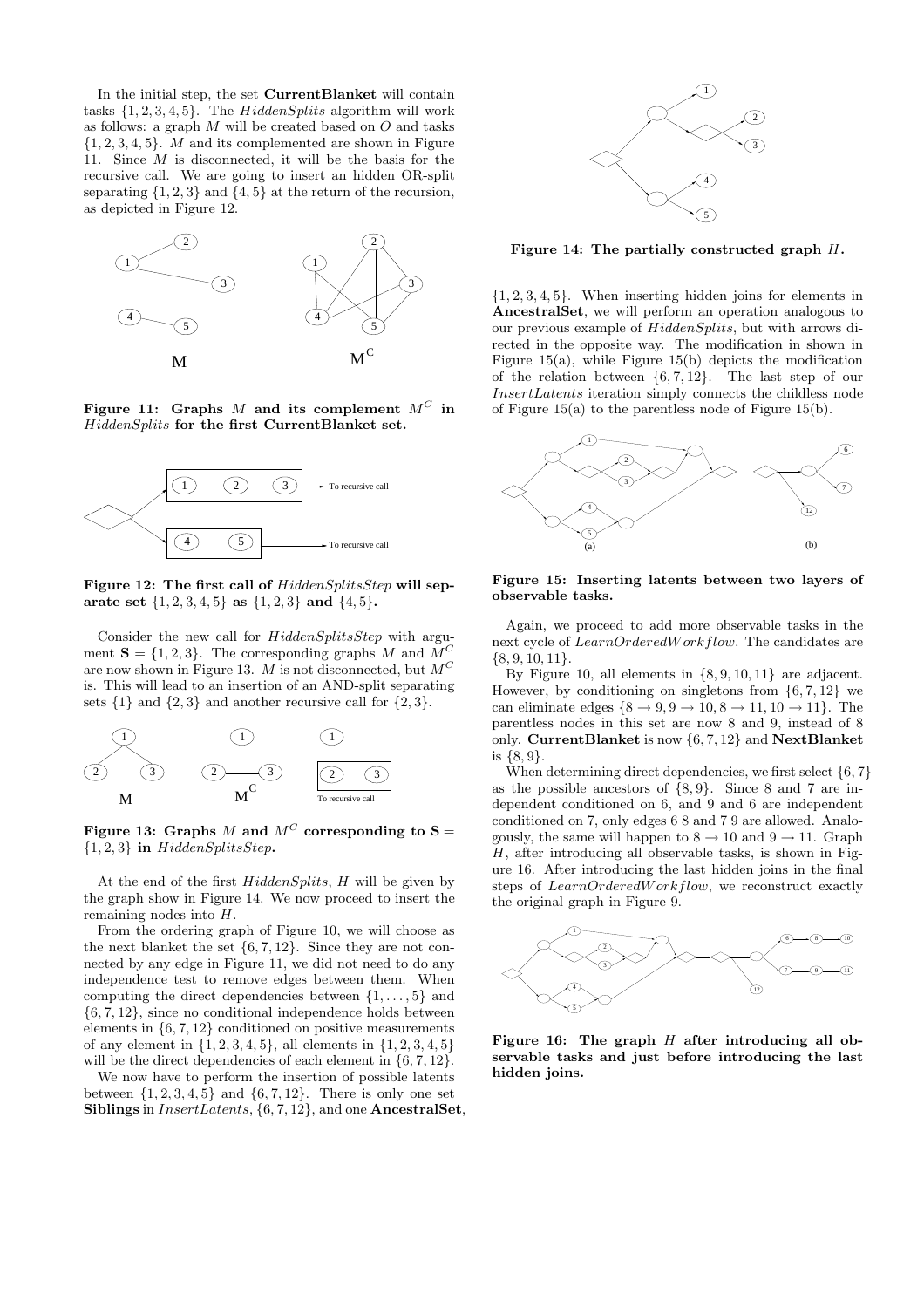In the initial step, the set **CurrentBlanket** will contain tasks $\{1, 2, 3, 4, 5\}$. The *HiddenSplits* algorithm will work as follows: a graph $M$ will be created based on $O$ and tasks $\{1, 2, 3, 4, 5\}$. $M$ and its complemented are shown in Figure 11. Since $M$ is disconnected, it will be the basis for the recursive call. We are going to insert an hidden OR-split separating $\{1, 2, 3\}$ and $\{4, 5\}$ at the return of the recursion, as depicted in Figure 12.

M

$M^C$

**Figure 11: Graphs $M$ and its complement $M^C$ in *HiddenSplits* for the first CurrentBlanket set.**

To recursive call

To recursive call

**Figure 12: The first call of *HiddenSplitsStep* will separate set $\{1, 2, 3, 4, 5\}$ as $\{1, 2, 3\}$ and $\{4, 5\}$.**

Consider the new call for *HiddenSplitsStep* with argument $\mathbf{S} = \{1, 2, 3\}$. The corresponding graphs $M$ and $M^C$ are now shown in Figure 13. $M$ is not disconnected, but $M^C$ is. This will lead to an insertion of an AND-split separating sets $\{1\}$ and $\{2, 3\}$ and another recursive call for $\{2, 3\}$.

M

$M^C$

To recursive call

**Figure 13: Graphs $M$ and $M^C$ corresponding to $\mathbf{S} = \{1, 2, 3\}$ in *HiddenSplitsStep*.**

At the end of the first *HiddenSplits*, $H$ will be given by the graph show in Figure 14. We now proceed to insert the remaining nodes into $H$.

From the ordering graph of Figure 10, we will choose as the next blanket the set $\{6, 7, 12\}$. Since they are not connected by any edge in Figure 11, we did not need to do any independence test to remove edges between them. When computing the direct dependencies between $\{1, \ldots, 5\}$ and $\{6, 7, 12\}$, since no conditional independence holds between elements in $\{6, 7, 12\}$ conditioned on positive measurements of any element in $\{1, 2, 3, 4, 5\}$, all elements in $\{1, 2, 3, 4, 5\}$ will be the direct dependencies of each element in $\{6, 7, 12\}$.

We now have to perform the insertion of possible latents between $\{1, 2, 3, 4, 5\}$ and $\{6, 7, 12\}$. There is only one set **Siblings** in *InsertLatents*, $\{6, 7, 12\}$, and one **AncestralSet**, $\{1, 2, 3, 4, 5\}$. When inserting hidden joins for elements in **AncestralSet**, we will perform an operation analogous to our previous example of *HiddenSplits*, but with arrows directed in the opposite way. The modification in shown in Figure 15(a), while Figure 15(b) depicts the modification of the relation between $\{6, 7, 12\}$. The last step of our *InsertLatents* iteration simply connects the childless node of Figure 15(a) to the parentless node of Figure 15(b).

**Figure 14: The partially constructed graph $H$.**

(a)

(b)

**Figure 15: Inserting latents between two layers of observable tasks.**

Again, we proceed to add more observable tasks in the next cycle of *LearnOrderedWorkflow*. The candidates are $\{8, 9, 10, 11\}$.

By Figure 10, all elements in $\{8, 9, 10, 11\}$ are adjacent. However, by conditioning on singletons from $\{6, 7, 12\}$ we can eliminate edges $\{8 \rightarrow 9, 9 \rightarrow 10, 8 \rightarrow 11, 10 \rightarrow 11\}$. The parentless nodes in this set are now 8 and 9, instead of 8 only. **CurrentBlanket** is now $\{6, 7, 12\}$ and **NextBlanket** is $\{8, 9\}$.

When determining direct dependencies, we first select $\{6, 7\}$ as the possible ancestors of $\{8, 9\}$. Since 8 and 7 are independent conditioned on 6, and 9 and 6 are independent conditioned on 7, only edges 6 8 and 7 9 are allowed. Analogously, the same will happen to $8 \rightarrow 10$ and $9 \rightarrow 11$. Graph $H$, after introducing all observable tasks, is shown in Figure 16. After introducing the last hidden joins in the final steps of *LearnOrderedWorkflow*, we reconstruct exactly the original graph in Figure 9.

**Figure 16: The graph $H$ after introducing all observable tasks and just before introducing the last hidden joins.**